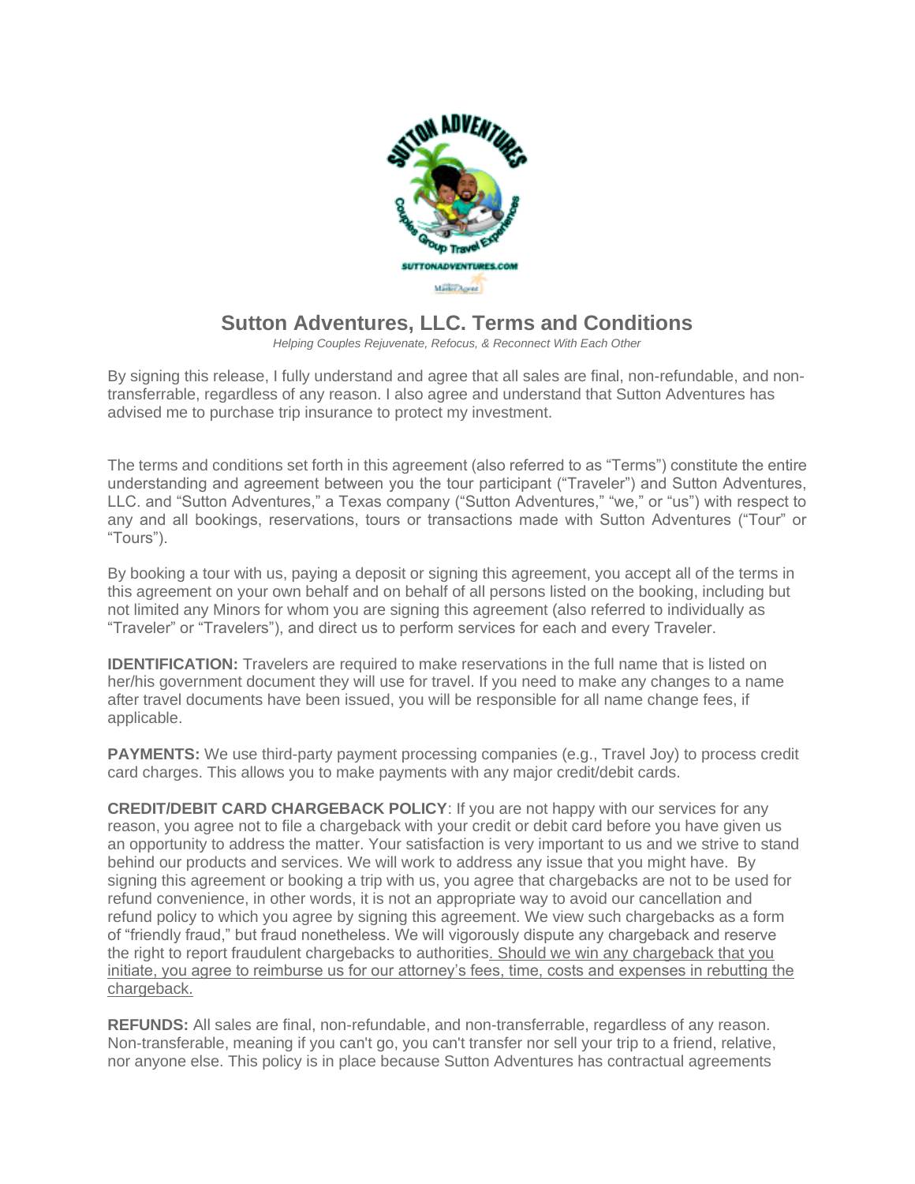# Sutton Adventures, LLC. Terms and Conditions

*Helping Couples Rejuvenate, Refocus, & Reconnect With Each Other*

By signing this release, I fully understand and agree that all sales are final, non-refundable, and non-transferrable, regardless of any reason. I also agree and understand that Sutton Adventures has advised me to purchase trip insurance to protect my investment.

The terms and conditions set forth in this agreement (also referred to as "Terms") constitute the entire understanding and agreement between you the tour participant ("Traveler") and Sutton Adventures, LLC. and "Sutton Adventures," a Texas company ("Sutton Adventures," "we," or "us") with respect to any and all bookings, reservations, tours or transactions made with Sutton Adventures ("Tour" or "Tours").

By booking a tour with us, paying a deposit or signing this agreement, you accept all of the terms in this agreement on your own behalf and on behalf of all persons listed on the booking, including but not limited any Minors for whom you are signing this agreement (also referred to individually as "Traveler" or "Travelers"), and direct us to perform services for each and every Traveler.

**IDENTIFICATION:** Travelers are required to make reservations in the full name that is listed on her/his government document they will use for travel. If you need to make any changes to a name after travel documents have been issued, you will be responsible for all name change fees, if applicable.

**PAYMENTS:** We use third-party payment processing companies (e.g., Travel Joy) to process credit card charges. This allows you to make payments with any major credit/debit cards.

**CREDIT/DEBIT CARD CHARGEBACK POLICY**: If you are not happy with our services for any reason, you agree not to file a chargeback with your credit or debit card before you have given us an opportunity to address the matter. Your satisfaction is very important to us and we strive to stand behind our products and services. We will work to address any issue that you might have. By signing this agreement or booking a trip with us, you agree that chargebacks are not to be used for refund convenience, in other words, it is not an appropriate way to avoid our cancellation and refund policy to which you agree by signing this agreement. We view such chargebacks as a form of "friendly fraud," but fraud nonetheless. We will vigorously dispute any chargeback and reserve the right to report fraudulent chargebacks to authorities. Should we win any chargeback that you initiate, you agree to reimburse us for our attorney's fees, time, costs and expenses in rebutting the chargeback.

**REFUNDS:** All sales are final, non-refundable, and non-transferrable, regardless of any reason. Non-transferable, meaning if you can't go, you can't transfer nor sell your trip to a friend, relative, nor anyone else. This policy is in place because Sutton Adventures has contractual agreements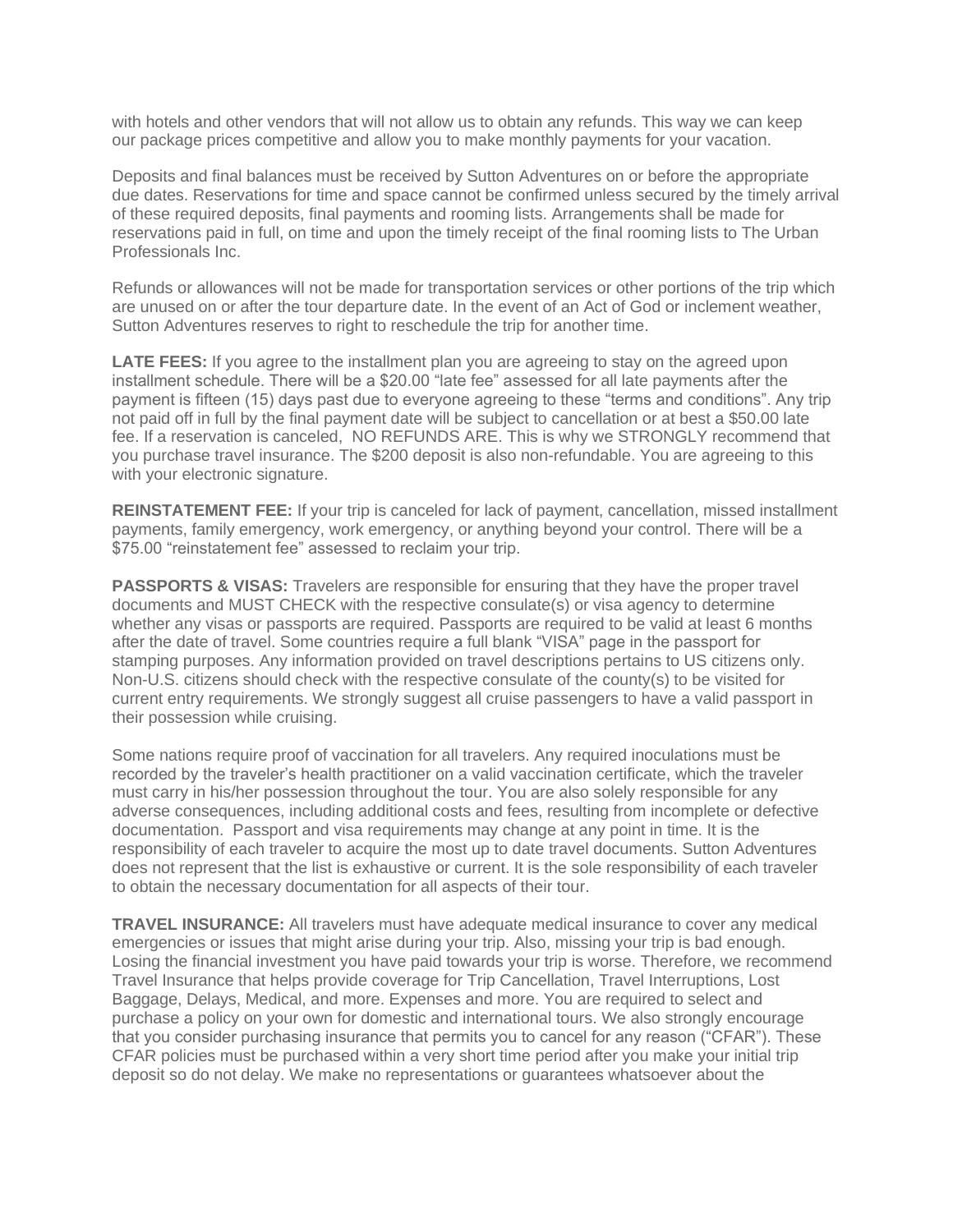with hotels and other vendors that will not allow us to obtain any refunds. This way we can keep our package prices competitive and allow you to make monthly payments for your vacation.

Deposits and final balances must be received by Sutton Adventures on or before the appropriate due dates. Reservations for time and space cannot be confirmed unless secured by the timely arrival of these required deposits, final payments and rooming lists. Arrangements shall be made for reservations paid in full, on time and upon the timely receipt of the final rooming lists to The Urban Professionals Inc.

Refunds or allowances will not be made for transportation services or other portions of the trip which are unused on or after the tour departure date. In the event of an Act of God or inclement weather, Sutton Adventures reserves to right to reschedule the trip for another time.

**LATE FEES:** If you agree to the installment plan you are agreeing to stay on the agreed upon installment schedule. There will be a $20.00 "late fee" assessed for all late payments after the payment is fifteen (15) days past due to everyone agreeing to these "terms and conditions". Any trip not paid off in full by the final payment date will be subject to cancellation or at best a $50.00 late fee. If a reservation is canceled, NO REFUNDS ARE. This is why we STRONGLY recommend that you purchase travel insurance. The $200 deposit is also non-refundable. You are agreeing to this with your electronic signature.

**REINSTATEMENT FEE:** If your trip is canceled for lack of payment, cancellation, missed installment payments, family emergency, work emergency, or anything beyond your control. There will be a $75.00 "reinstatement fee" assessed to reclaim your trip.

**PASSPORTS & VISAS:** Travelers are responsible for ensuring that they have the proper travel documents and MUST CHECK with the respective consulate(s) or visa agency to determine whether any visas or passports are required. Passports are required to be valid at least 6 months after the date of travel. Some countries require a full blank "VISA" page in the passport for stamping purposes. Any information provided on travel descriptions pertains to US citizens only. Non-U.S. citizens should check with the respective consulate of the county(s) to be visited for current entry requirements. We strongly suggest all cruise passengers to have a valid passport in their possession while cruising.

Some nations require proof of vaccination for all travelers. Any required inoculations must be recorded by the traveler's health practitioner on a valid vaccination certificate, which the traveler must carry in his/her possession throughout the tour. You are also solely responsible for any adverse consequences, including additional costs and fees, resulting from incomplete or defective documentation. Passport and visa requirements may change at any point in time. It is the responsibility of each traveler to acquire the most up to date travel documents. Sutton Adventures does not represent that the list is exhaustive or current. It is the sole responsibility of each traveler to obtain the necessary documentation for all aspects of their tour.

**TRAVEL INSURANCE:** All travelers must have adequate medical insurance to cover any medical emergencies or issues that might arise during your trip. Also, missing your trip is bad enough. Losing the financial investment you have paid towards your trip is worse. Therefore, we recommend Travel Insurance that helps provide coverage for Trip Cancellation, Travel Interruptions, Lost Baggage, Delays, Medical, and more. Expenses and more. You are required to select and purchase a policy on your own for domestic and international tours. We also strongly encourage that you consider purchasing insurance that permits you to cancel for any reason ("CFAR"). These CFAR policies must be purchased within a very short time period after you make your initial trip deposit so do not delay. We make no representations or guarantees whatsoever about the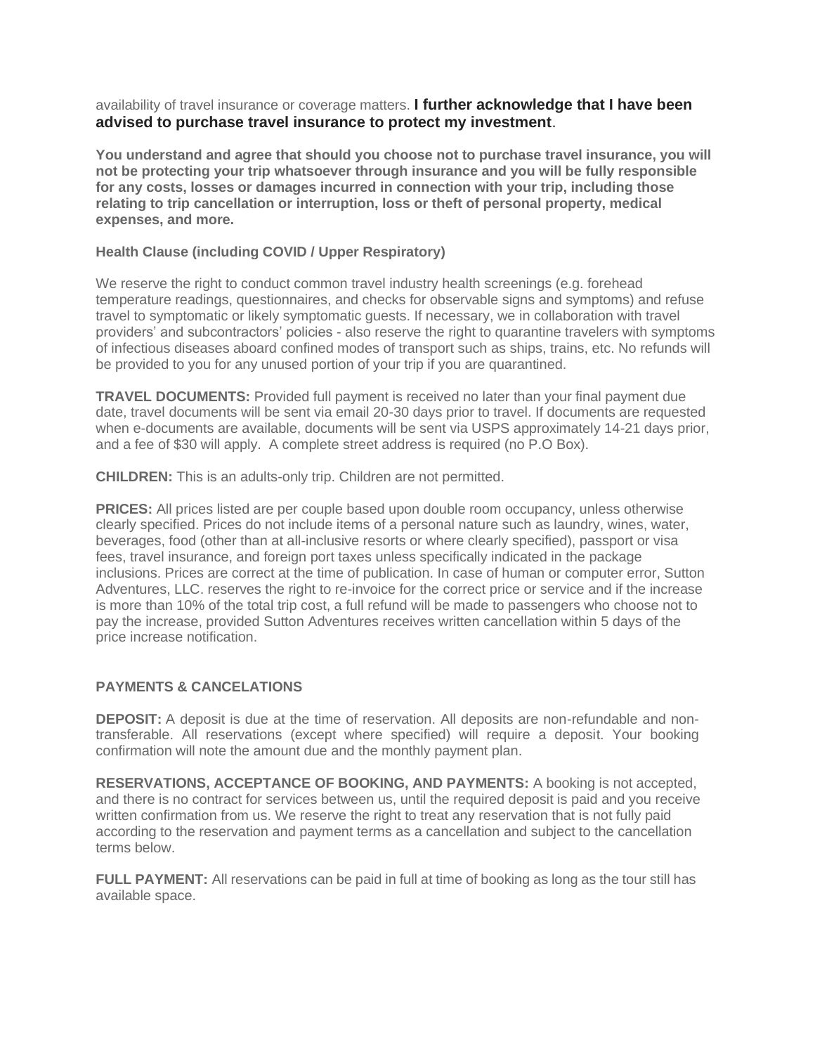availability of travel insurance or coverage matters. **I further acknowledge that I have been advised to purchase travel insurance to protect my investment**.

**You understand and agree that should you choose not to purchase travel insurance, you will not be protecting your trip whatsoever through insurance and you will be fully responsible for any costs, losses or damages incurred in connection with your trip, including those relating to trip cancellation or interruption, loss or theft of personal property, medical expenses, and more.**

**Health Clause (including COVID / Upper Respiratory)**

We reserve the right to conduct common travel industry health screenings (e.g. forehead temperature readings, questionnaires, and checks for observable signs and symptoms) and refuse travel to symptomatic or likely symptomatic guests. If necessary, we in collaboration with travel providers' and subcontractors' policies - also reserve the right to quarantine travelers with symptoms of infectious diseases aboard confined modes of transport such as ships, trains, etc. No refunds will be provided to you for any unused portion of your trip if you are quarantined.

**TRAVEL DOCUMENTS:** Provided full payment is received no later than your final payment due date, travel documents will be sent via email 20-30 days prior to travel. If documents are requested when e-documents are available, documents will be sent via USPS approximately 14-21 days prior, and a fee of $30 will apply. A complete street address is required (no P.O Box).

**CHILDREN:** This is an adults-only trip. Children are not permitted.

**PRICES:** All prices listed are per couple based upon double room occupancy, unless otherwise clearly specified. Prices do not include items of a personal nature such as laundry, wines, water, beverages, food (other than at all-inclusive resorts or where clearly specified), passport or visa fees, travel insurance, and foreign port taxes unless specifically indicated in the package inclusions. Prices are correct at the time of publication. In case of human or computer error, Sutton Adventures, LLC. reserves the right to re-invoice for the correct price or service and if the increase is more than 10% of the total trip cost, a full refund will be made to passengers who choose not to pay the increase, provided Sutton Adventures receives written cancellation within 5 days of the price increase notification.

**PAYMENTS & CANCELATIONS**

**DEPOSIT:** A deposit is due at the time of reservation. All deposits are non-refundable and non-transferable. All reservations (except where specified) will require a deposit. Your booking confirmation will note the amount due and the monthly payment plan.

**RESERVATIONS, ACCEPTANCE OF BOOKING, AND PAYMENTS:** A booking is not accepted, and there is no contract for services between us, until the required deposit is paid and you receive written confirmation from us. We reserve the right to treat any reservation that is not fully paid according to the reservation and payment terms as a cancellation and subject to the cancellation terms below.

**FULL PAYMENT:** All reservations can be paid in full at time of booking as long as the tour still has available space.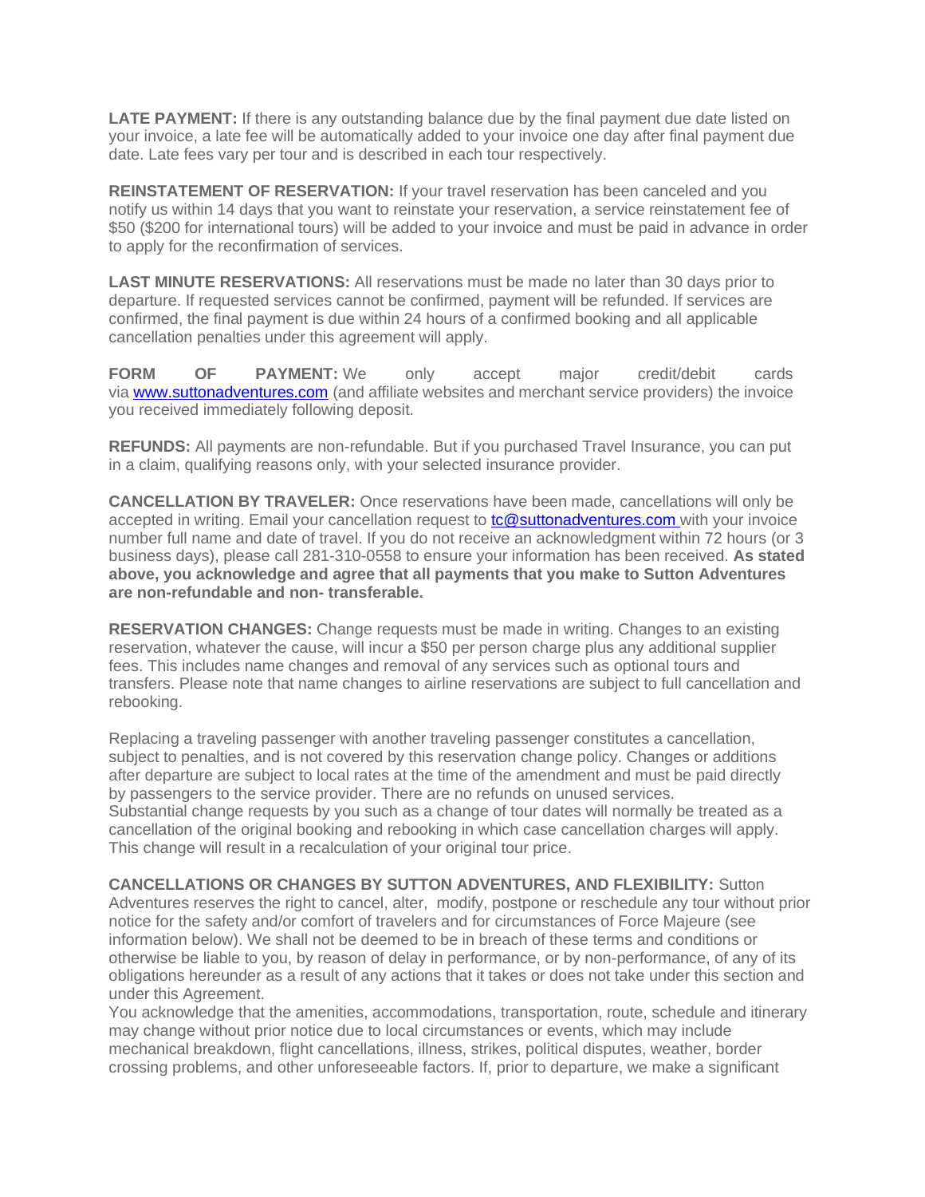**LATE PAYMENT:** If there is any outstanding balance due by the final payment due date listed on your invoice, a late fee will be automatically added to your invoice one day after final payment due date. Late fees vary per tour and is described in each tour respectively.

**REINSTATEMENT OF RESERVATION:** If your travel reservation has been canceled and you notify us within 14 days that you want to reinstate your reservation, a service reinstatement fee of $50 ($200 for international tours) will be added to your invoice and must be paid in advance in order to apply for the reconfirmation of services.

**LAST MINUTE RESERVATIONS:** All reservations must be made no later than 30 days prior to departure. If requested services cannot be confirmed, payment will be refunded. If services are confirmed, the final payment is due within 24 hours of a confirmed booking and all applicable cancellation penalties under this agreement will apply.

**FORM OF PAYMENT:** We only accept major credit/debit cards via [www.suttonadventures.com](http://www.suttonadventures.com) (and affiliate websites and merchant service providers) the invoice you received immediately following deposit.

**REFUNDS:** All payments are non-refundable. But if you purchased Travel Insurance, you can put in a claim, qualifying reasons only, with your selected insurance provider.

**CANCELLATION BY TRAVELER:** Once reservations have been made, cancellations will only be accepted in writing. Email your cancellation request to [tc@suttonadventures.com](mailto:tc@suttonadventures.com) with your invoice number full name and date of travel. If you do not receive an acknowledgment within 72 hours (or 3 business days), please call 281-310-0558 to ensure your information has been received. **As stated above, you acknowledge and agree that all payments that you make to Sutton Adventures are non-refundable and non- transferable.**

**RESERVATION CHANGES:** Change requests must be made in writing. Changes to an existing reservation, whatever the cause, will incur a $50 per person charge plus any additional supplier fees. This includes name changes and removal of any services such as optional tours and transfers. Please note that name changes to airline reservations are subject to full cancellation and rebooking.

Replacing a traveling passenger with another traveling passenger constitutes a cancellation, subject to penalties, and is not covered by this reservation change policy. Changes or additions after departure are subject to local rates at the time of the amendment and must be paid directly by passengers to the service provider. There are no refunds on unused services.
Substantial change requests by you such as a change of tour dates will normally be treated as a cancellation of the original booking and rebooking in which case cancellation charges will apply. This change will result in a recalculation of your original tour price.

**CANCELLATIONS OR CHANGES BY SUTTON ADVENTURES, AND FLEXIBILITY:** Sutton Adventures reserves the right to cancel, alter, modify, postpone or reschedule any tour without prior notice for the safety and/or comfort of travelers and for circumstances of Force Majeure (see information below). We shall not be deemed to be in breach of these terms and conditions or otherwise be liable to you, by reason of delay in performance, or by non-performance, of any of its obligations hereunder as a result of any actions that it takes or does not take under this section and under this Agreement.
You acknowledge that the amenities, accommodations, transportation, route, schedule and itinerary may change without prior notice due to local circumstances or events, which may include mechanical breakdown, flight cancellations, illness, strikes, political disputes, weather, border crossing problems, and other unforeseeable factors. If, prior to departure, we make a significant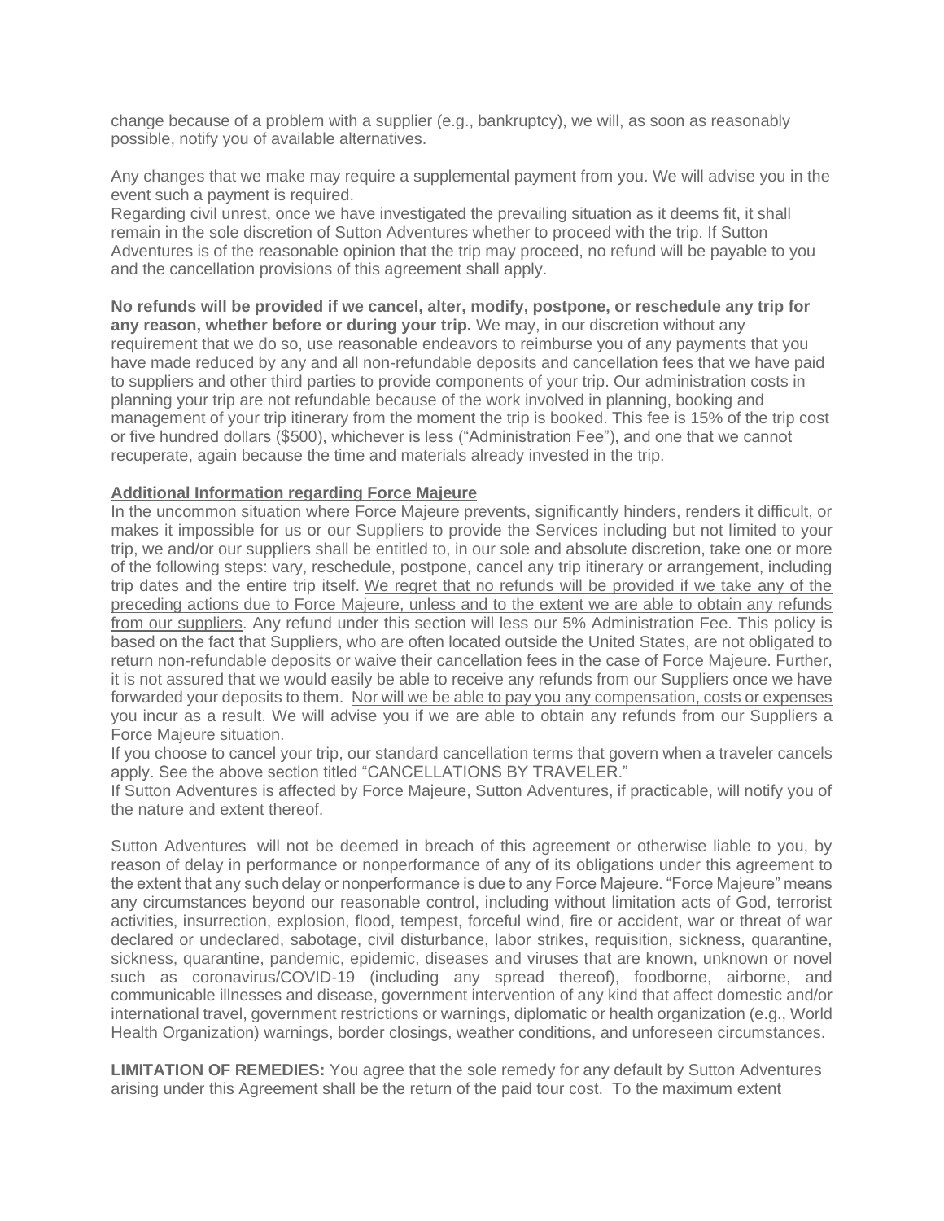change because of a problem with a supplier (e.g., bankruptcy), we will, as soon as reasonably possible, notify you of available alternatives.

Any changes that we make may require a supplemental payment from you. We will advise you in the event such a payment is required.
Regarding civil unrest, once we have investigated the prevailing situation as it deems fit, it shall remain in the sole discretion of Sutton Adventures whether to proceed with the trip. If Sutton Adventures is of the reasonable opinion that the trip may proceed, no refund will be payable to you and the cancellation provisions of this agreement shall apply.

**No refunds will be provided if we cancel, alter, modify, postpone, or reschedule any trip for any reason, whether before or during your trip.** We may, in our discretion without any requirement that we do so, use reasonable endeavors to reimburse you of any payments that you have made reduced by any and all non-refundable deposits and cancellation fees that we have paid to suppliers and other third parties to provide components of your trip. Our administration costs in planning your trip are not refundable because of the work involved in planning, booking and management of your trip itinerary from the moment the trip is booked. This fee is 15% of the trip cost or five hundred dollars ($500), whichever is less ("Administration Fee"), and one that we cannot recuperate, again because the time and materials already invested in the trip.

**Additional Information regarding Force Majeure**

In the uncommon situation where Force Majeure prevents, significantly hinders, renders it difficult, or makes it impossible for us or our Suppliers to provide the Services including but not limited to your trip, we and/or our suppliers shall be entitled to, in our sole and absolute discretion, take one or more of the following steps: vary, reschedule, postpone, cancel any trip itinerary or arrangement, including trip dates and the entire trip itself. We regret that no refunds will be provided if we take any of the preceding actions due to Force Majeure, unless and to the extent we are able to obtain any refunds from our suppliers. Any refund under this section will less our 5% Administration Fee. This policy is based on the fact that Suppliers, who are often located outside the United States, are not obligated to return non-refundable deposits or waive their cancellation fees in the case of Force Majeure. Further, it is not assured that we would easily be able to receive any refunds from our Suppliers once we have forwarded your deposits to them. Nor will we be able to pay you any compensation, costs or expenses you incur as a result. We will advise you if we are able to obtain any refunds from our Suppliers a Force Majeure situation.
If you choose to cancel your trip, our standard cancellation terms that govern when a traveler cancels apply. See the above section titled "CANCELLATIONS BY TRAVELER."
If Sutton Adventures is affected by Force Majeure, Sutton Adventures, if practicable, will notify you of the nature and extent thereof.

Sutton Adventures will not be deemed in breach of this agreement or otherwise liable to you, by reason of delay in performance or nonperformance of any of its obligations under this agreement to the extent that any such delay or nonperformance is due to any Force Majeure. "Force Majeure" means any circumstances beyond our reasonable control, including without limitation acts of God, terrorist activities, insurrection, explosion, flood, tempest, forceful wind, fire or accident, war or threat of war declared or undeclared, sabotage, civil disturbance, labor strikes, requisition, sickness, quarantine, sickness, quarantine, pandemic, epidemic, diseases and viruses that are known, unknown or novel such as coronavirus/COVID-19 (including any spread thereof), foodborne, airborne, and communicable illnesses and disease, government intervention of any kind that affect domestic and/or international travel, government restrictions or warnings, diplomatic or health organization (e.g., World Health Organization) warnings, border closings, weather conditions, and unforeseen circumstances.

**LIMITATION OF REMEDIES:** You agree that the sole remedy for any default by Sutton Adventures arising under this Agreement shall be the return of the paid tour cost. To the maximum extent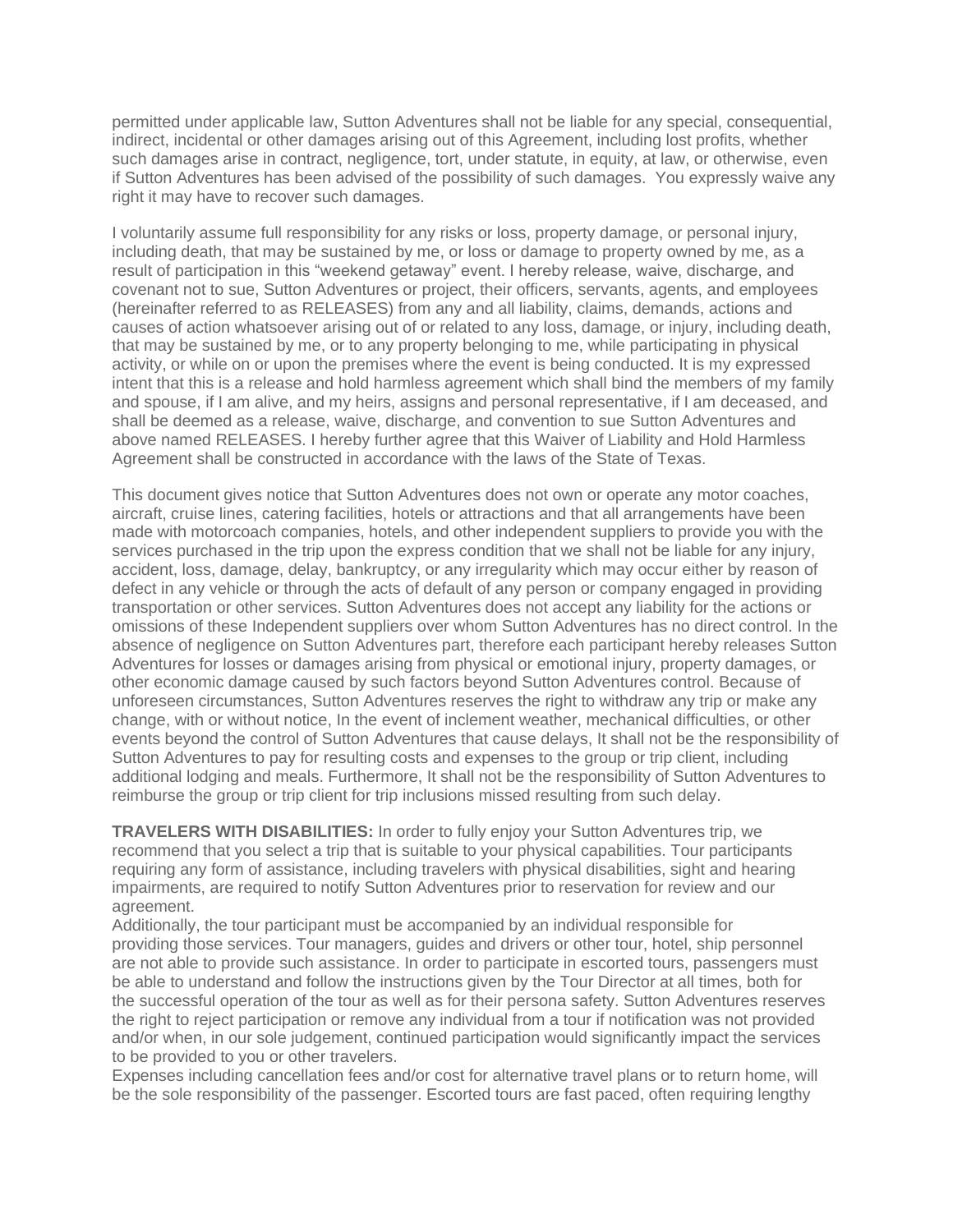permitted under applicable law, Sutton Adventures shall not be liable for any special, consequential, indirect, incidental or other damages arising out of this Agreement, including lost profits, whether such damages arise in contract, negligence, tort, under statute, in equity, at law, or otherwise, even if Sutton Adventures has been advised of the possibility of such damages. You expressly waive any right it may have to recover such damages.

I voluntarily assume full responsibility for any risks or loss, property damage, or personal injury, including death, that may be sustained by me, or loss or damage to property owned by me, as a result of participation in this "weekend getaway" event. I hereby release, waive, discharge, and covenant not to sue, Sutton Adventures or project, their officers, servants, agents, and employees (hereinafter referred to as RELEASES) from any and all liability, claims, demands, actions and causes of action whatsoever arising out of or related to any loss, damage, or injury, including death, that may be sustained by me, or to any property belonging to me, while participating in physical activity, or while on or upon the premises where the event is being conducted. It is my expressed intent that this is a release and hold harmless agreement which shall bind the members of my family and spouse, if I am alive, and my heirs, assigns and personal representative, if I am deceased, and shall be deemed as a release, waive, discharge, and convention to sue Sutton Adventures and above named RELEASES. I hereby further agree that this Waiver of Liability and Hold Harmless Agreement shall be constructed in accordance with the laws of the State of Texas.

This document gives notice that Sutton Adventures does not own or operate any motor coaches, aircraft, cruise lines, catering facilities, hotels or attractions and that all arrangements have been made with motorcoach companies, hotels, and other independent suppliers to provide you with the services purchased in the trip upon the express condition that we shall not be liable for any injury, accident, loss, damage, delay, bankruptcy, or any irregularity which may occur either by reason of defect in any vehicle or through the acts of default of any person or company engaged in providing transportation or other services. Sutton Adventures does not accept any liability for the actions or omissions of these Independent suppliers over whom Sutton Adventures has no direct control. In the absence of negligence on Sutton Adventures part, therefore each participant hereby releases Sutton Adventures for losses or damages arising from physical or emotional injury, property damages, or other economic damage caused by such factors beyond Sutton Adventures control. Because of unforeseen circumstances, Sutton Adventures reserves the right to withdraw any trip or make any change, with or without notice, In the event of inclement weather, mechanical difficulties, or other events beyond the control of Sutton Adventures that cause delays, It shall not be the responsibility of Sutton Adventures to pay for resulting costs and expenses to the group or trip client, including additional lodging and meals. Furthermore, It shall not be the responsibility of Sutton Adventures to reimburse the group or trip client for trip inclusions missed resulting from such delay.

**TRAVELERS WITH DISABILITIES:** In order to fully enjoy your Sutton Adventures trip, we recommend that you select a trip that is suitable to your physical capabilities. Tour participants requiring any form of assistance, including travelers with physical disabilities, sight and hearing impairments, are required to notify Sutton Adventures prior to reservation for review and our agreement.

Additionally, the tour participant must be accompanied by an individual responsible for providing those services. Tour managers, guides and drivers or other tour, hotel, ship personnel are not able to provide such assistance. In order to participate in escorted tours, passengers must be able to understand and follow the instructions given by the Tour Director at all times, both for the successful operation of the tour as well as for their persona safety. Sutton Adventures reserves the right to reject participation or remove any individual from a tour if notification was not provided and/or when, in our sole judgement, continued participation would significantly impact the services to be provided to you or other travelers.

Expenses including cancellation fees and/or cost for alternative travel plans or to return home, will be the sole responsibility of the passenger. Escorted tours are fast paced, often requiring lengthy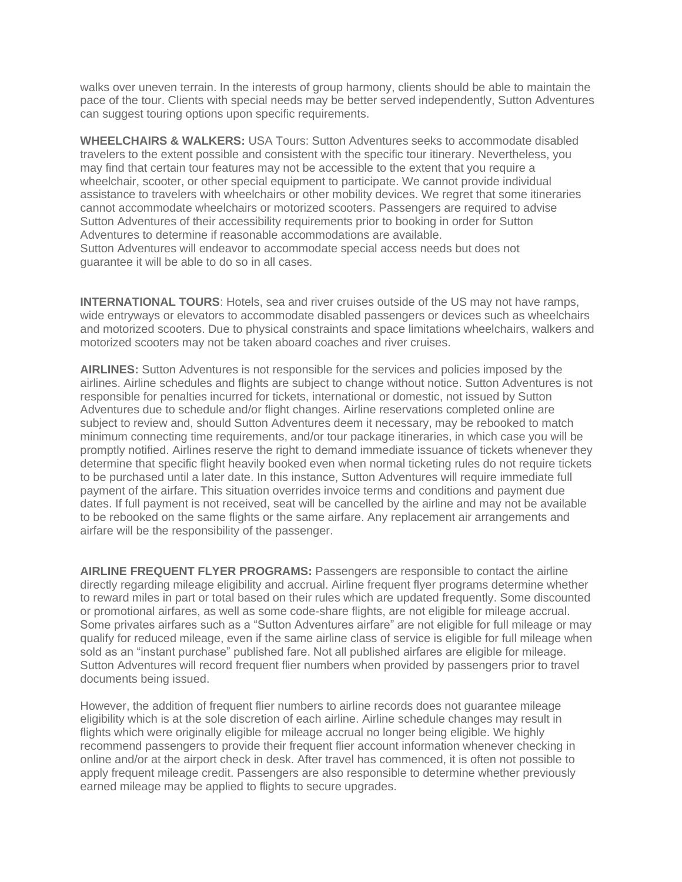walks over uneven terrain. In the interests of group harmony, clients should be able to maintain the pace of the tour. Clients with special needs may be better served independently, Sutton Adventures can suggest touring options upon specific requirements.

**WHEELCHAIRS & WALKERS:** USA Tours: Sutton Adventures seeks to accommodate disabled travelers to the extent possible and consistent with the specific tour itinerary. Nevertheless, you may find that certain tour features may not be accessible to the extent that you require a wheelchair, scooter, or other special equipment to participate. We cannot provide individual assistance to travelers with wheelchairs or other mobility devices. We regret that some itineraries cannot accommodate wheelchairs or motorized scooters. Passengers are required to advise Sutton Adventures of their accessibility requirements prior to booking in order for Sutton Adventures to determine if reasonable accommodations are available.
Sutton Adventures will endeavor to accommodate special access needs but does not guarantee it will be able to do so in all cases.

**INTERNATIONAL TOURS**: Hotels, sea and river cruises outside of the US may not have ramps, wide entryways or elevators to accommodate disabled passengers or devices such as wheelchairs and motorized scooters. Due to physical constraints and space limitations wheelchairs, walkers and motorized scooters may not be taken aboard coaches and river cruises.

**AIRLINES:** Sutton Adventures is not responsible for the services and policies imposed by the airlines. Airline schedules and flights are subject to change without notice. Sutton Adventures is not responsible for penalties incurred for tickets, international or domestic, not issued by Sutton Adventures due to schedule and/or flight changes. Airline reservations completed online are subject to review and, should Sutton Adventures deem it necessary, may be rebooked to match minimum connecting time requirements, and/or tour package itineraries, in which case you will be promptly notified. Airlines reserve the right to demand immediate issuance of tickets whenever they determine that specific flight heavily booked even when normal ticketing rules do not require tickets to be purchased until a later date. In this instance, Sutton Adventures will require immediate full payment of the airfare. This situation overrides invoice terms and conditions and payment due dates. If full payment is not received, seat will be cancelled by the airline and may not be available to be rebooked on the same flights or the same airfare. Any replacement air arrangements and airfare will be the responsibility of the passenger.

**AIRLINE FREQUENT FLYER PROGRAMS:** Passengers are responsible to contact the airline directly regarding mileage eligibility and accrual. Airline frequent flyer programs determine whether to reward miles in part or total based on their rules which are updated frequently. Some discounted or promotional airfares, as well as some code-share flights, are not eligible for mileage accrual. Some privates airfares such as a "Sutton Adventures airfare" are not eligible for full mileage or may qualify for reduced mileage, even if the same airline class of service is eligible for full mileage when sold as an "instant purchase" published fare. Not all published airfares are eligible for mileage. Sutton Adventures will record frequent flier numbers when provided by passengers prior to travel documents being issued.

However, the addition of frequent flier numbers to airline records does not guarantee mileage eligibility which is at the sole discretion of each airline. Airline schedule changes may result in flights which were originally eligible for mileage accrual no longer being eligible. We highly recommend passengers to provide their frequent flier account information whenever checking in online and/or at the airport check in desk. After travel has commenced, it is often not possible to apply frequent mileage credit. Passengers are also responsible to determine whether previously earned mileage may be applied to flights to secure upgrades.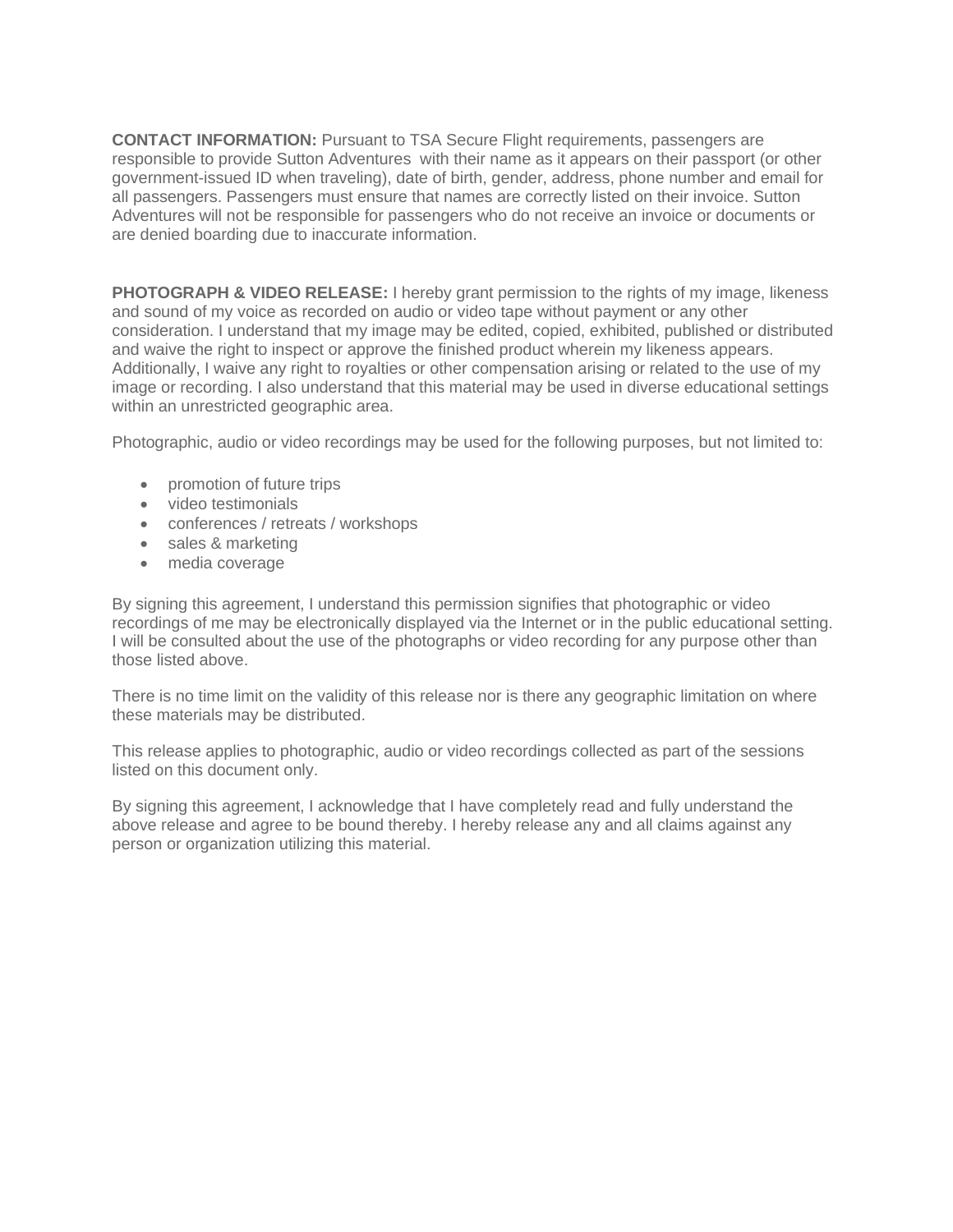**CONTACT INFORMATION:** Pursuant to TSA Secure Flight requirements, passengers are responsible to provide Sutton Adventures with their name as it appears on their passport (or other government-issued ID when traveling), date of birth, gender, address, phone number and email for all passengers. Passengers must ensure that names are correctly listed on their invoice. Sutton Adventures will not be responsible for passengers who do not receive an invoice or documents or are denied boarding due to inaccurate information.

**PHOTOGRAPH & VIDEO RELEASE:** I hereby grant permission to the rights of my image, likeness and sound of my voice as recorded on audio or video tape without payment or any other consideration. I understand that my image may be edited, copied, exhibited, published or distributed and waive the right to inspect or approve the finished product wherein my likeness appears. Additionally, I waive any right to royalties or other compensation arising or related to the use of my image or recording. I also understand that this material may be used in diverse educational settings within an unrestricted geographic area.

Photographic, audio or video recordings may be used for the following purposes, but not limited to:

- promotion of future trips
- video testimonials
- conferences / retreats / workshops
- sales & marketing
- media coverage

By signing this agreement, I understand this permission signifies that photographic or video recordings of me may be electronically displayed via the Internet or in the public educational setting. I will be consulted about the use of the photographs or video recording for any purpose other than those listed above.

There is no time limit on the validity of this release nor is there any geographic limitation on where these materials may be distributed.

This release applies to photographic, audio or video recordings collected as part of the sessions listed on this document only.

By signing this agreement, I acknowledge that I have completely read and fully understand the above release and agree to be bound thereby. I hereby release any and all claims against any person or organization utilizing this material.